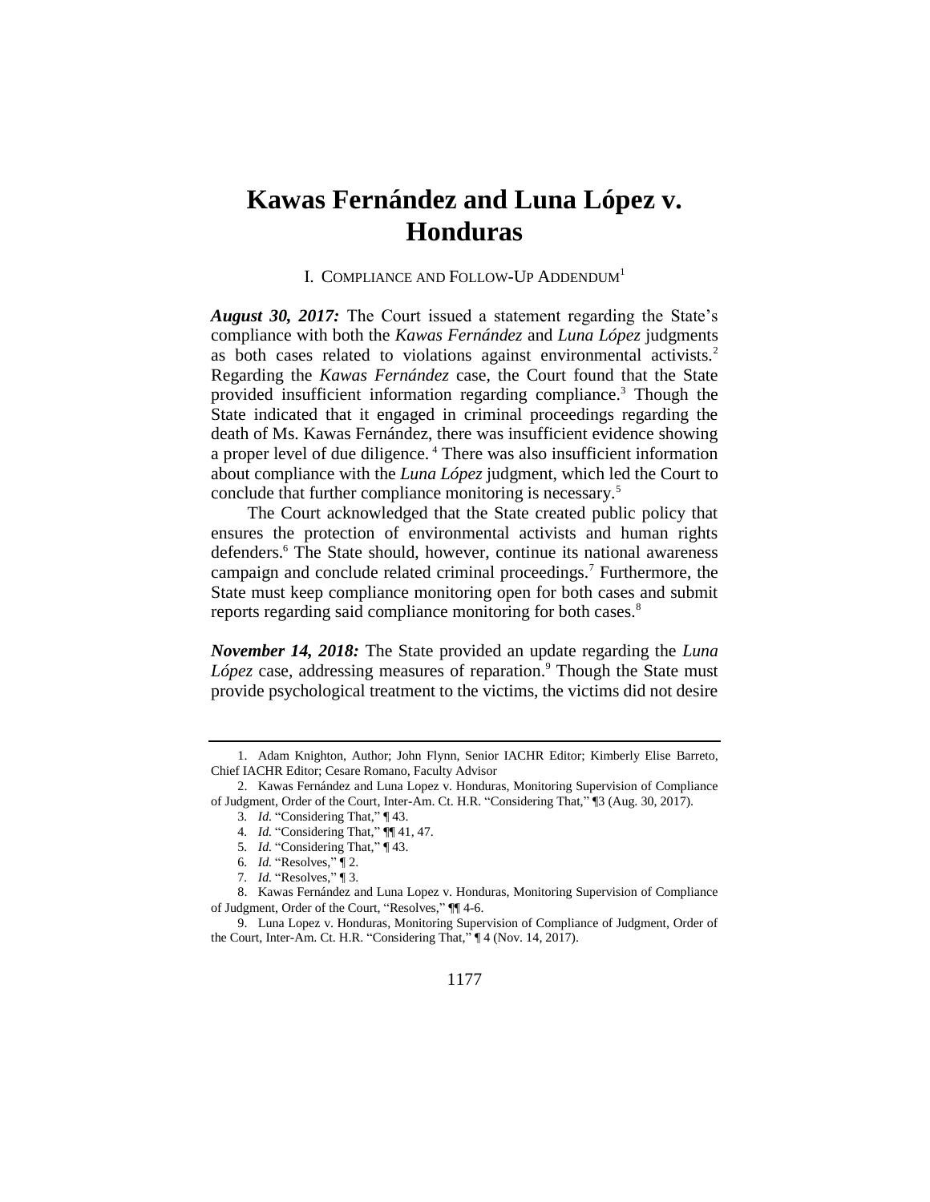# Kawas Fernández and Luna López v. Honduras

## I. Compliance and Follow-Up Addendum[1]

***August 30, 2017:*** The Court issued a statement regarding the State's compliance with both the *Kawas Fernández* and *Luna López* judgments as both cases related to violations against environmental activists.[2] Regarding the *Kawas Fernández* case, the Court found that the State provided insufficient information regarding compliance.[3] Though the State indicated that it engaged in criminal proceedings regarding the death of Ms. Kawas Fernández, there was insufficient evidence showing a proper level of due diligence.[4] There was also insufficient information about compliance with the *Luna López* judgment, which led the Court to conclude that further compliance monitoring is necessary.[5]

The Court acknowledged that the State created public policy that ensures the protection of environmental activists and human rights defenders.[6] The State should, however, continue its national awareness campaign and conclude related criminal proceedings.[7] Furthermore, the State must keep compliance monitoring open for both cases and submit reports regarding said compliance monitoring for both cases.[8]

***November 14, 2018:*** The State provided an update regarding the *Luna López* case, addressing measures of reparation.[9] Though the State must provide psychological treatment to the victims, the victims did not desire

---

1. Adam Knighton, Author; John Flynn, Senior IACHR Editor; Kimberly Elise Barreto, Chief IACHR Editor; Cesare Romano, Faculty Advisor
2. Kawas Fernández and Luna Lopez v. Honduras, Monitoring Supervision of Compliance of Judgment, Order of the Court, Inter-Am. Ct. H.R. "Considering That," ¶3 (Aug. 30, 2017).
3. *Id.* "Considering That," ¶ 43.
4. *Id.* "Considering That," ¶¶ 41, 47.
5. *Id.* "Considering That," ¶ 43.
6. *Id.* "Resolves," ¶ 2.
7. *Id.* "Resolves," ¶ 3.
8. Kawas Fernández and Luna Lopez v. Honduras, Monitoring Supervision of Compliance of Judgment, Order of the Court, "Resolves," ¶¶ 4-6.
9. Luna Lopez v. Honduras, Monitoring Supervision of Compliance of Judgment, Order of the Court, Inter-Am. Ct. H.R. "Considering That," ¶ 4 (Nov. 14, 2017).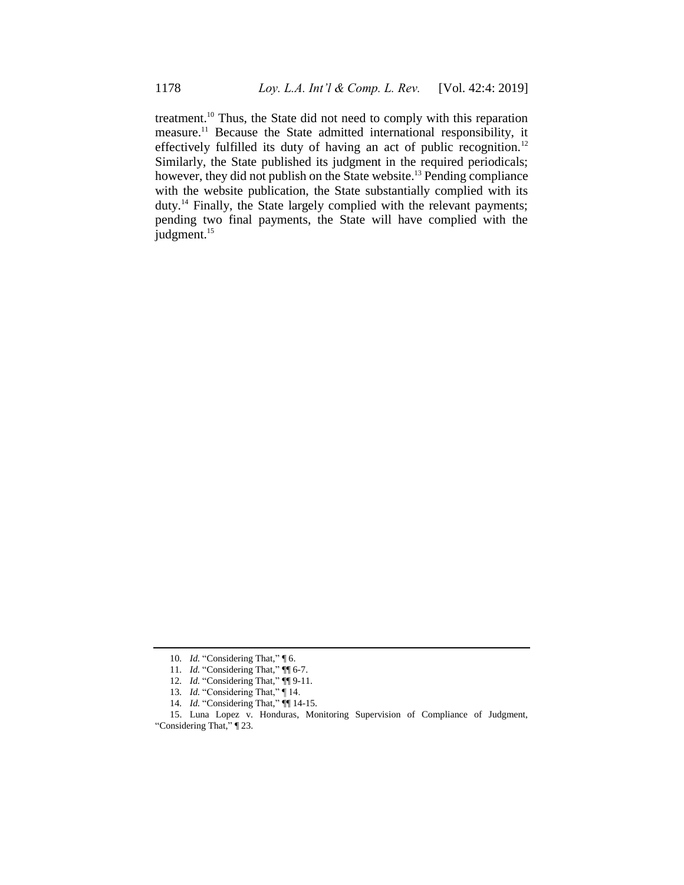treatment.[10] Thus, the State did not need to comply with this reparation measure.[11] Because the State admitted international responsibility, it effectively fulfilled its duty of having an act of public recognition.[12] Similarly, the State published its judgment in the required periodicals; however, they did not publish on the State website.[13] Pending compliance with the website publication, the State substantially complied with its duty.[14] Finally, the State largely complied with the relevant payments; pending two final payments, the State will have complied with the judgment.[15]

---

10. *Id.* "Considering That," ¶ 6.

11. *Id.* "Considering That," ¶¶ 6-7.

12. *Id.* "Considering That," ¶¶ 9-11.

13. *Id.* "Considering That," ¶ 14.

14. *Id.* "Considering That," ¶¶ 14-15.

15. Luna Lopez v. Honduras, Monitoring Supervision of Compliance of Judgment, "Considering That," ¶ 23.